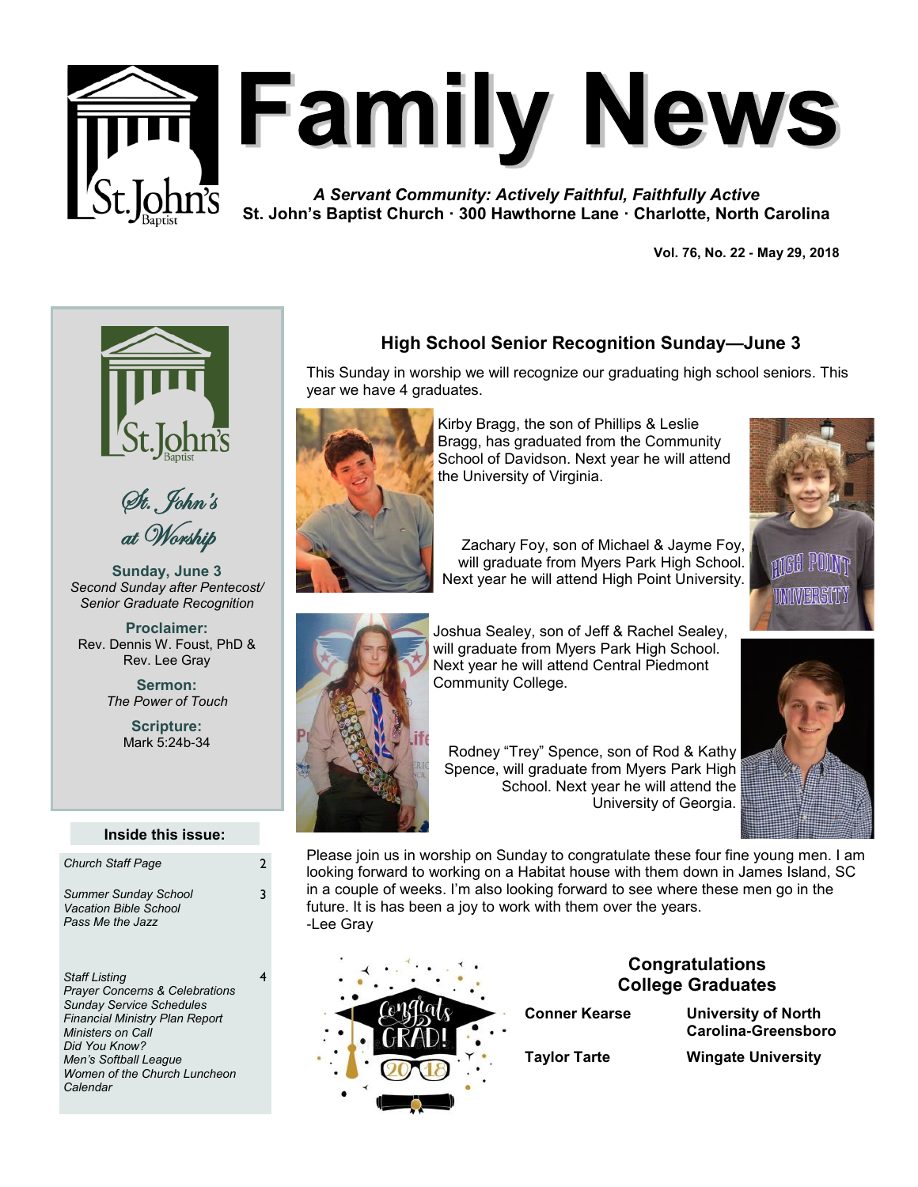# Family News

*A Servant Community: Actively Faithful, Faithfully Active*

**St. John's Baptist Church · 300 Hawthorne Lane · Charlotte, North Carolina**

**Vol. 76, No. 22 - May 29, 2018**

## St. John's at Worship

**Sunday, June 3**
*Second Sunday after Pentecost/ Senior Graduate Recognition*

**Proclaimer:**
Rev. Dennis W. Foust, PhD & Rev. Lee Gray

**Sermon:**
*The Power of Touch*

**Scripture:**
Mark 5:24b-34

### Inside this issue:

| | |
|---|---|
| *Church Staff Page* | 2 |
| *Summer Sunday School*<br>*Vacation Bible School*<br>*Pass Me the Jazz* | 3 |
| *Staff Listing*<br>*Prayer Concerns & Celebrations*<br>*Sunday Service Schedules*<br>*Financial Ministry Plan Report*<br>*Ministers on Call*<br>*Did You Know?*<br>*Men's Softball League*<br>*Women of the Church Luncheon*<br>*Calendar* | 4 |

## High School Senior Recognition Sunday—June 3

This Sunday in worship we will recognize our graduating high school seniors. This year we have 4 graduates.

Kirby Bragg, the son of Phillips & Leslie Bragg, has graduated from the Community School of Davidson. Next year he will attend the University of Virginia.

Zachary Foy, son of Michael & Jayme Foy, will graduate from Myers Park High School. Next year he will attend High Point University.

Joshua Sealey, son of Jeff & Rachel Sealey, will graduate from Myers Park High School. Next year he will attend Central Piedmont Community College.

Rodney "Trey" Spence, son of Rod & Kathy Spence, will graduate from Myers Park High School. Next year he will attend the University of Georgia.

Please join us in worship on Sunday to congratulate these four fine young men. I am looking forward to working on a Habitat house with them down in James Island, SC in a couple of weeks. I'm also looking forward to see where these men go in the future. It is has been a joy to work with them over the years.
-Lee Gray

### Congratulations College Graduates

| | |
|---|---|
| **Conner Kearse** | **University of North Carolina-Greensboro** |
| **Taylor Tarte** | **Wingate University** |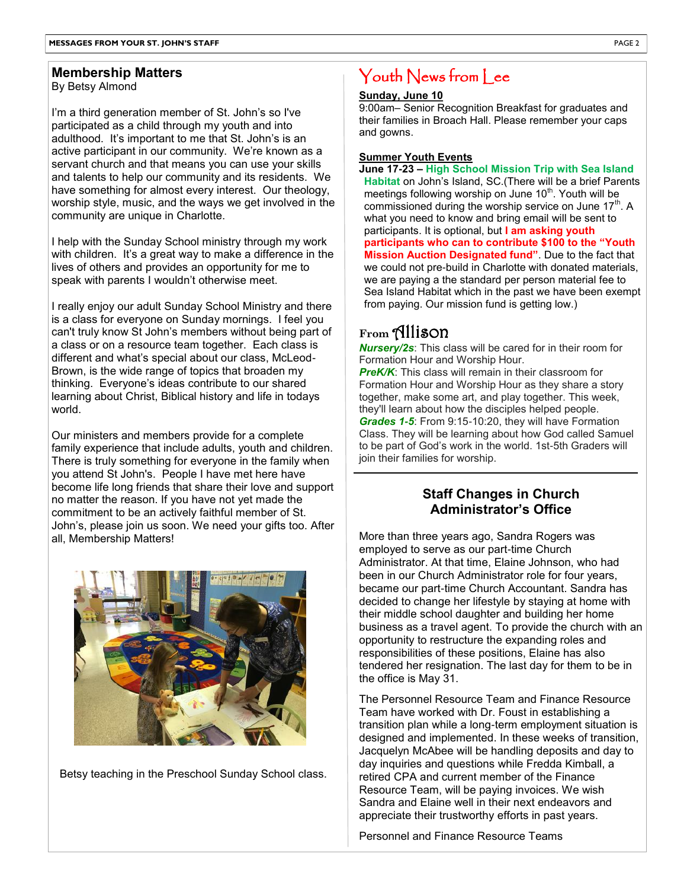## Membership Matters

By Betsy Almond

I'm a third generation member of St. John's so I've participated as a child through my youth and into adulthood. It's important to me that St. John's is an active participant in our community. We're known as a servant church and that means you can use your skills and talents to help our community and its residents. We have something for almost every interest. Our theology, worship style, music, and the ways we get involved in the community are unique in Charlotte.

I help with the Sunday School ministry through my work with children. It's a great way to make a difference in the lives of others and provides an opportunity for me to speak with parents I wouldn't otherwise meet.

I really enjoy our adult Sunday School Ministry and there is a class for everyone on Sunday mornings. I feel you can't truly know St John's members without being part of a class or on a resource team together. Each class is different and what's special about our class, McLeod-Brown, is the wide range of topics that broaden my thinking. Everyone's ideas contribute to our shared learning about Christ, Biblical history and life in todays world.

Our ministers and members provide for a complete family experience that include adults, youth and children. There is truly something for everyone in the family when you attend St John's. People I have met here have become life long friends that share their love and support no matter the reason. If you have not yet made the commitment to be an actively faithful member of St. John's, please join us soon. We need your gifts too. After all, Membership Matters!

Betsy teaching in the Preschool Sunday School class.

## Youth News from Lee

**Sunday, June 10**

9:00am– Senior Recognition Breakfast for graduates and their families in Broach Hall. Please remember your caps and gowns.

**Summer Youth Events**

**June 17-23 – High School Mission Trip with Sea Island Habitat** on John's Island, SC.(There will be a brief Parents meetings following worship on June 10th. Youth will be commissioned during the worship service on June 17th. A what you need to know and bring email will be sent to participants. It is optional, but **I am asking youth participants who can to contribute $100 to the "Youth Mission Auction Designated fund"**. Due to the fact that we could not pre-build in Charlotte with donated materials, we are paying a the standard per person material fee to Sea Island Habitat which in the past we have been exempt from paying. Our mission fund is getting low.)

## From Allison

***Nursery/2s***: This class will be cared for in their room for Formation Hour and Worship Hour.

***PreK/K***: This class will remain in their classroom for Formation Hour and Worship Hour as they share a story together, make some art, and play together. This week, they'll learn about how the disciples helped people.

***Grades 1-5***: From 9:15-10:20, they will have Formation Class. They will be learning about how God called Samuel to be part of God's work in the world. 1st-5th Graders will join their families for worship.

## Staff Changes in Church Administrator's Office

More than three years ago, Sandra Rogers was employed to serve as our part-time Church Administrator. At that time, Elaine Johnson, who had been in our Church Administrator role for four years, became our part-time Church Accountant. Sandra has decided to change her lifestyle by staying at home with their middle school daughter and building her home business as a travel agent. To provide the church with an opportunity to restructure the expanding roles and responsibilities of these positions, Elaine has also tendered her resignation. The last day for them to be in the office is May 31.

The Personnel Resource Team and Finance Resource Team have worked with Dr. Foust in establishing a transition plan while a long-term employment situation is designed and implemented. In these weeks of transition, Jacquelyn McAbee will be handling deposits and day to day inquiries and questions while Fredda Kimball, a retired CPA and current member of the Finance Resource Team, will be paying invoices. We wish Sandra and Elaine well in their next endeavors and appreciate their trustworthy efforts in past years.

Personnel and Finance Resource Teams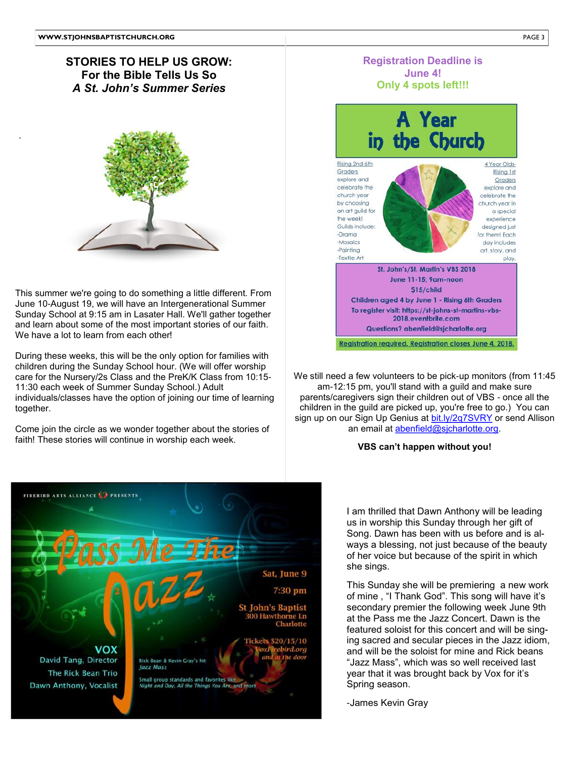## STORIES TO HELP US GROW:
## For the Bible Tells Us So
## *A St. John's Summer Series*

This summer we're going to do something a little different. From June 10-August 19, we will have an Intergenerational Summer Sunday School at 9:15 am in Lasater Hall. We'll gather together and learn about some of the most important stories of our faith. We have a lot to learn from each other!

During these weeks, this will be the only option for families with children during the Sunday School hour. (We will offer worship care for the Nursery/2s Class and the PreK/K Class from 10:15-11:30 each week of Summer Sunday School.) Adult individuals/classes have the option of joining our time of learning together.

Come join the circle as we wonder together about the stories of faith! These stories will continue in worship each week.

**Registration Deadline is June 4!**
**Only 4 spots left!!!**

# A Year in the Church

Rising 2nd-6th Graders explore and celebrate the church year by choosing an art guild for the week! Guilds include:
- Drama
- Mosaics
- Painting
- Textile Art

4 Year Olds-Rising 1st Graders explore and celebrate the church year in a special experience designed just for them! Each day includes art, story, and play.

St. John's/St. Martin's VBS 2018
June 11-15; 9am-noon
$15/child
Children aged 4 by June 1 - Rising 6th Graders
To register visit: https://st-johns-st-martins-vbs-2018.eventbrite.com
Questions? abenfield@sjcharlotte.org

Registration required. Registration closes June 4, 2018.

We still need a few volunteers to be pick-up monitors (from 11:45 am-12:15 pm, you'll stand with a guild and make sure parents/caregivers sign their children out of VBS - once all the children in the guild are picked up, you're free to go.) You can sign up on our Sign Up Genius at bit.ly/2q7SVRY or send Allison an email at abenfield@sjcharlotte.org.

**VBS can't happen without you!**

FIREBIRD ARTS ALLIANCE PRESENTS

# Pass Me The Jazz

Sat, June 9
7:30 pm
St John's Baptist
300 Hawthorne Ln
Charlotte

Tickets $20/15/10
VoxFirebird.org
and at the door

VOX
David Tang, Director
The Rick Bean Trio
Dawn Anthony, Vocalist

Rick Bean & Kevin Gray's hit *Jazz Mass*

Small group standards and favorites like *Night and Day, All the Things You Are*, and more

I am thrilled that Dawn Anthony will be leading us in worship this Sunday through her gift of Song. Dawn has been with us before and is always a blessing, not just because of the beauty of her voice but because of the spirit in which she sings.

This Sunday she will be premiering a new work of mine , "I Thank God". This song will have it's secondary premier the following week June 9th at the Pass me the Jazz Concert. Dawn is the featured soloist for this concert and will be singing sacred and secular pieces in the Jazz idiom, and will be the soloist for mine and Rick beans "Jazz Mass", which was so well received last year that it was brought back by Vox for it's Spring season.

-James Kevin Gray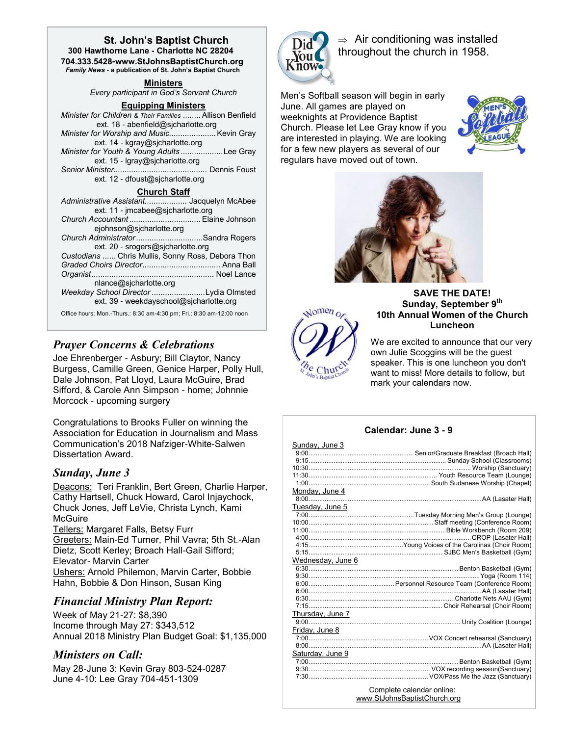**St. John's Baptist Church**
**300 Hawthorne Lane - Charlotte NC 28204**
**704.333.5428-www.StJohnsBaptistChurch.org**
***Family News*** **- a publication of St. John's Baptist Church**

**Ministers**

*Every participant in God's Servant Church*

**Equipping Ministers**

*Minister for Children & Their Families* ........ Allison Benfield
ext. 18 - abenfield@sjcharlotte.org

*Minister for Worship and Music*..................... Kevin Gray
ext. 14 - kgray@sjcharlotte.org

*Minister for Youth & Young Adults* ................... Lee Gray
ext. 15 - lgray@sjcharlotte.org

*Senior Minister*........................................... Dennis Foust
ext. 12 - dfoust@sjcharlotte.org

**Church Staff**

*Administrative Assistant*................... Jacquelyn McAbee
ext. 11 - jmcabee@sjcharlotte.org

*Church Accountant* ................................ Elaine Johnson
ejohnson@sjcharlotte.org

*Church Administrator*..............................Sandra Rogers
ext. 20 - srogers@sjcharlotte.org

*Custodians* ...... Chris Mullis, Sonny Ross, Debora Thon

*Graded Choirs Director*.................................. Anna Ball

*Organist*...................................................... Noel Lance
nlance@sjcharlotte.org

*Weekday School Director* ........................Lydia Olmsted
ext. 39 - weekdayschool@sjcharlotte.org

Office hours: Mon.-Thurs.: 8:30 am-4:30 pm; Fri.: 8:30 am-12:00 noon

## *Prayer Concerns & Celebrations*

Joe Ehrenberger - Asbury; Bill Claytor, Nancy Burgess, Camille Green, Genice Harper, Polly Hull, Dale Johnson, Pat Lloyd, Laura McGuire, Brad Sifford, & Carole Ann Simpson - home; Johnnie Morcock - upcoming surgery

Congratulations to Brooks Fuller on winning the Association for Education in Journalism and Mass Communication's 2018 Nafziger-White-Salwen Dissertation Award.

## *Sunday, June 3*

Deacons: Teri Franklin, Bert Green, Charlie Harper, Cathy Hartsell, Chuck Howard, Carol Injaychock, Chuck Jones, Jeff LeVie, Christa Lynch, Kami McGuire
Tellers: Margaret Falls, Betsy Furr
Greeters: Main-Ed Turner, Phil Vavra; 5th St.-Alan Dietz, Scott Kerley; Broach Hall-Gail Sifford; Elevator- Marvin Carter
Ushers: Arnold Philemon, Marvin Carter, Bobbie Hahn, Bobbie & Don Hinson, Susan King

## *Financial Ministry Plan Report:*

Week of May 21-27: $8,390
Income through May 27: $343,512
Annual 2018 Ministry Plan Budget Goal: $1,135,000

## *Ministers on Call:*

May 28-June 3: Kevin Gray 803-524-0287
June 4-10: Lee Gray 704-451-1309

Did You Know?

⇒ Air conditioning was installed throughout the church in 1958.

Men's Softball season will begin in early June. All games are played on weeknights at Providence Baptist Church. Please let Lee Gray know if you are interested in playing. We are looking for a few new players as several of our regulars have moved out of town.

**SAVE THE DATE!**
**Sunday, September 9th**
**10th Annual Women of the Church Luncheon**

We are excited to announce that our very own Julie Scoggins will be the guest speaker. This is one luncheon you don't want to miss! More details to follow, but mark your calendars now.

### Calendar: June 3 - 9

Sunday, June 3
9:00.......... Senior/Graduate Breakfast (Broach Hall)
9:15.......... Sunday School (Classrooms)
10:30.......... Worship (Sanctuary)
11:30.......... Youth Resource Team (Lounge)
1:00.......... South Sudanese Worship (Chapel)

Monday, June 4
8:00.......... AA (Lasater Hall)

Tuesday, June 5
7:00.......... Tuesday Morning Men's Group (Lounge)
10:00.......... Staff meeting (Conference Room)
11:00.......... Bible Workbench (Room 209)
4:00.......... CROP (Lasater Hall)
4:15.......... Young Voices of the Carolinas (Choir Room)
5:15.......... SJBC Men's Basketball (Gym)

Wednesday, June 6
6:30.......... Benton Basketball (Gym)
9:30.......... Yoga (Room 114)
6:00.......... Personnel Resource Team (Conference Room)
6:00.......... AA (Lasater Hall)
6:30.......... Charlotte Nets AAU (Gym)
7:15.......... Choir Rehearsal (Choir Room)

Thursday, June 7
9:00.......... Unity Coalition (Lounge)

Friday, June 8
7:00.......... VOX Concert rehearsal (Sanctuary)
8:00.......... AA (Lasater Hall)

Saturday, June 9
7:00.......... Benton Basketball (Gym)
9:30.......... VOX recording session(Sanctuary)
7:30.......... VOX/Pass Me the Jazz (Sanctuary)

Complete calendar online:
www.StJohnsBaptistChurch.org